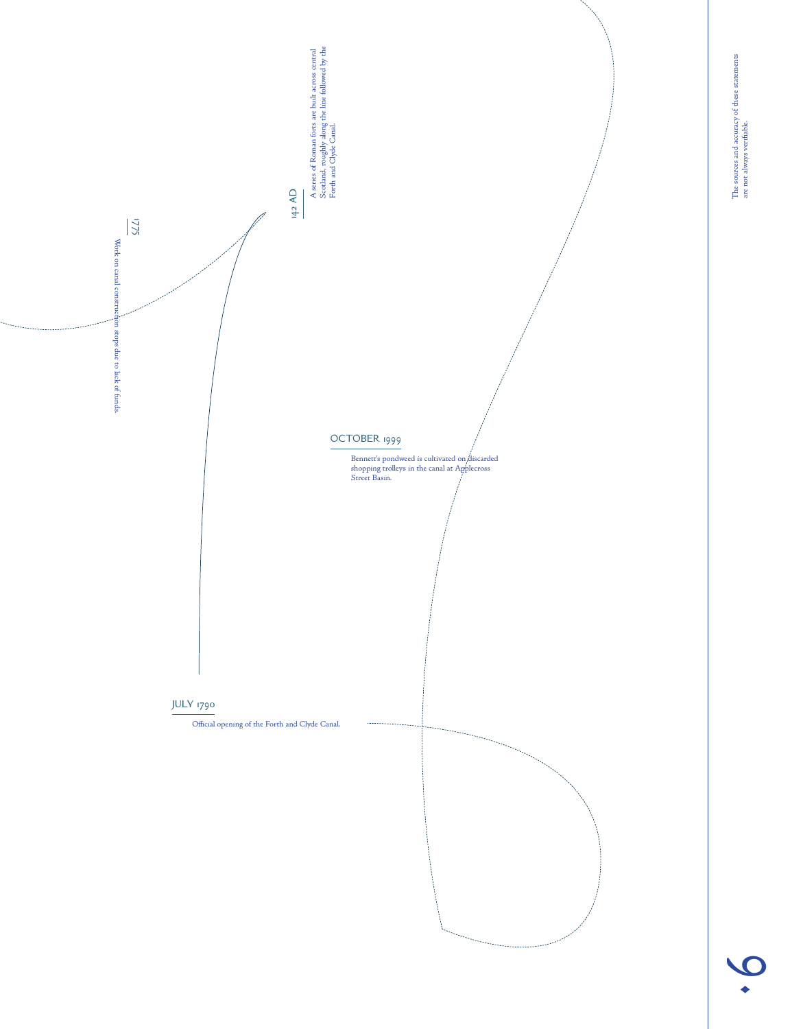## 142 AD

A series of Roman forts are built across central Scotland, roughly along the line followed by the Forth and Clyde Canal.

## 1775

Work on canal construction stops due to lack of funds.

## JULY 1790

Official opening of the Forth and Clyde Canal.

## OCTOBER 1999

Bennett's pondweed is cultivated on discarded shopping trolleys in the canal at Applecross Street Basin.

The sources and accuracy of these statements are not always verifiable.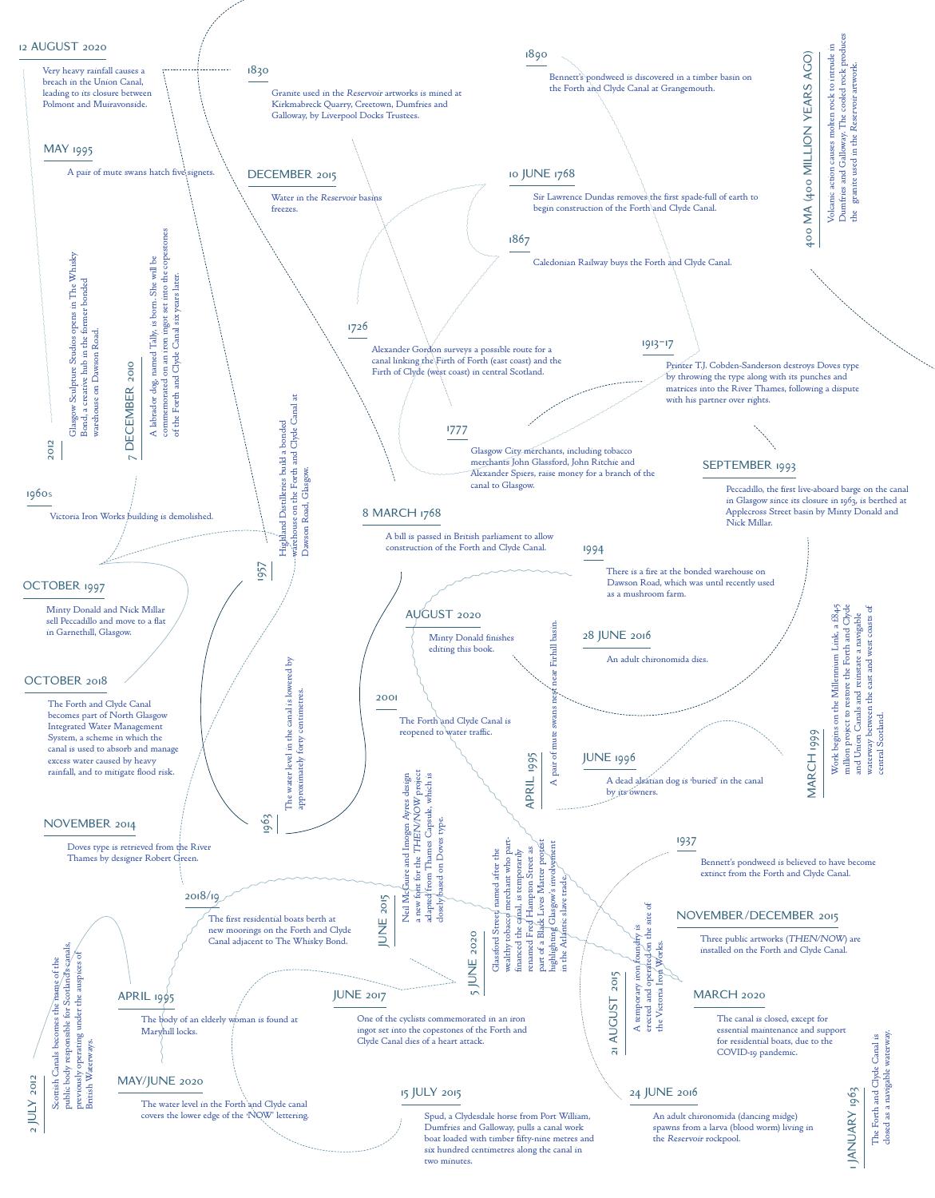## 12 AUGUST 2020

Very heavy rainfall causes a breach in the Union Canal, leading to its closure between Polmont and Muiravonside.

## 1830

Granite used in the *Reservoir* artworks is mined at Kirkmabreck Quarry, Creetown, Dumfries and Galloway, by Liverpool Docks Trustees.

## 1890

Bennett's pondweed is discovered in a timber basin on the Forth and Clyde Canal at Grangemouth.

## 400 MA (400 MILLION YEARS AGO)

Volcanic action causes molten rock to intrude in Dumfries and Galloway. The cooled rock produces the granite used in the *Reservoir* artwork.

## MAY 1995

A pair of mute swans hatch five signets.

## DECEMBER 2015

Water in the *Reservoir* basins freezes.

## 10 JUNE 1768

Sir Lawrence Dundas removes the first spade-full of earth to begin construction of the Forth and Clyde Canal.

## 1867

Caledonian Railway buys the Forth and Clyde Canal.

## 2012

Glasgow Sculpture Studios opens in The Whisky Bond, a creative hub in the former bonded warehouse on Dawson Road.

## 7 DECEMBER 2010

A labrador dog, named Tally, is born. She will be commemorated on an iron ingot set into the copestones of the Forth and Clyde Canal six years later.

## 1726

Alexander Gordon surveys a possible route for a canal linking the Firth of Forth (east coast) and the Firth of Clyde (west coast) in central Scotland.

## 1913–17

Printer T.J. Cobden-Sanderson destroys Doves type by throwing the type along with its punches and matrices into the River Thames, following a dispute with his partner over rights.

## 1777

Glasgow City merchants, including tobacco merchants John Glassford, John Ritchie and Alexander Spiers, raise money for a branch of the canal to Glasgow.

## SEPTEMBER 1993

Peccadillo, the first live-aboard barge on the canal in Glasgow since its closure in 1963, is berthed at Applecross Street basin by Minty Donald and Nick Millar.

## 1960s

Victoria Iron Works building is demolished.

## 8 MARCH 1768

A bill is passed in British parliament to allow construction of the Forth and Clyde Canal.

## 1957

Highland Distilleries build a bonded warehouse on the Forth and Clyde Canal at Dawson Road, Glasgow.

## OCTOBER 1997

Minty Donald and Nick Millar sell Peccadillo and move to a flat in Garnethill, Glasgow.

## 1994

There is a fire at the bonded warehouse on Dawson Road, which was until recently used as a mushroom farm.

## AUGUST 2020

Minty Donald finishes editing this book.

## 28 JUNE 2016

An adult chironomida dies.

## OCTOBER 2018

The Forth and Clyde Canal becomes part of North Glasgow Integrated Water Management System, a scheme in which the canal is used to absorb and manage excess water caused by heavy rainfall, and to mitigate flood risk.

## 1963

The water level in the canal is lowered by approximately forty centimetres.

## 2001

The Forth and Clyde Canal is reopened to water traffic.

## APRIL 1995

A pair of mute swans nest near Firhill basin.

## JUNE 1996

A dead alsatian dog is 'buried' in the canal by its owners.

## MARCH 1999

Work begins on the Millennium Link, a £84.5 million project to restore the Forth and Clyde and Union Canals and reinstate a navigable waterway between the east and west coasts of central Scotland.

## NOVEMBER 2014

Doves type is retrieved from the River Thames by designer Robert Green.

## JUNE 2015

Neil McGuire and Imogen Ayres design a new font for the *THEN/NOW* project adapted from Thames Capsule, which is closely based on Doves type.

## 5 JUNE 2020

Glassford Street, named after the wealthy tobacco merchant who part-financed the canal, is temporarily renamed Fred Hampton Street as part of a Black Lives Matter protest highlighting Glasgow's involvement in the Atlantic slave trade.

## 1937

Bennett's pondweed is believed to have become extinct from the Forth and Clyde Canal.

## 2018/19

The first residential boats berth at new moorings on the Forth and Clyde Canal adjacent to The Whisky Bond.

## NOVEMBER/DECEMBER 2015

Three public artworks (*THEN/NOW*) are installed on the Forth and Clyde Canal.

## 2 JULY 2012

Scottish Canals becomes the name of the public body responsible for Scotland's canals, previously operating under the auspices of British Waterways.

## APRIL 1995

The body of an elderly woman is found at Maryhill locks.

## JUNE 2017

One of the cyclists commemorated in an iron ingot set into the copestones of the Forth and Clyde Canal dies of a heart attack.

## 21 AUGUST 2015

A temporary iron foundry is erected and operated on the site of the Victoria Iron Works.

## MARCH 2020

The canal is closed, except for essential maintenance and support for residential boats, due to the COVID-19 pandemic.

## MAY/JUNE 2020

The water level in the Forth and Clyde canal covers the lower edge of the 'NOW' lettering.

## 15 JULY 2015

Spud, a Clydesdale horse from Port William, Dumfries and Galloway, pulls a canal work boat loaded with timber fifty-nine metres and six hundred centimetres along the canal in two minutes.

## 24 JUNE 2016

An adult chironomida (dancing midge) spawns from a larva (blood worm) living in the *Reservoir* rockpool.

## 1 JANUARY 1963

The Forth and Clyde Canal is closed as a navigable waterway.